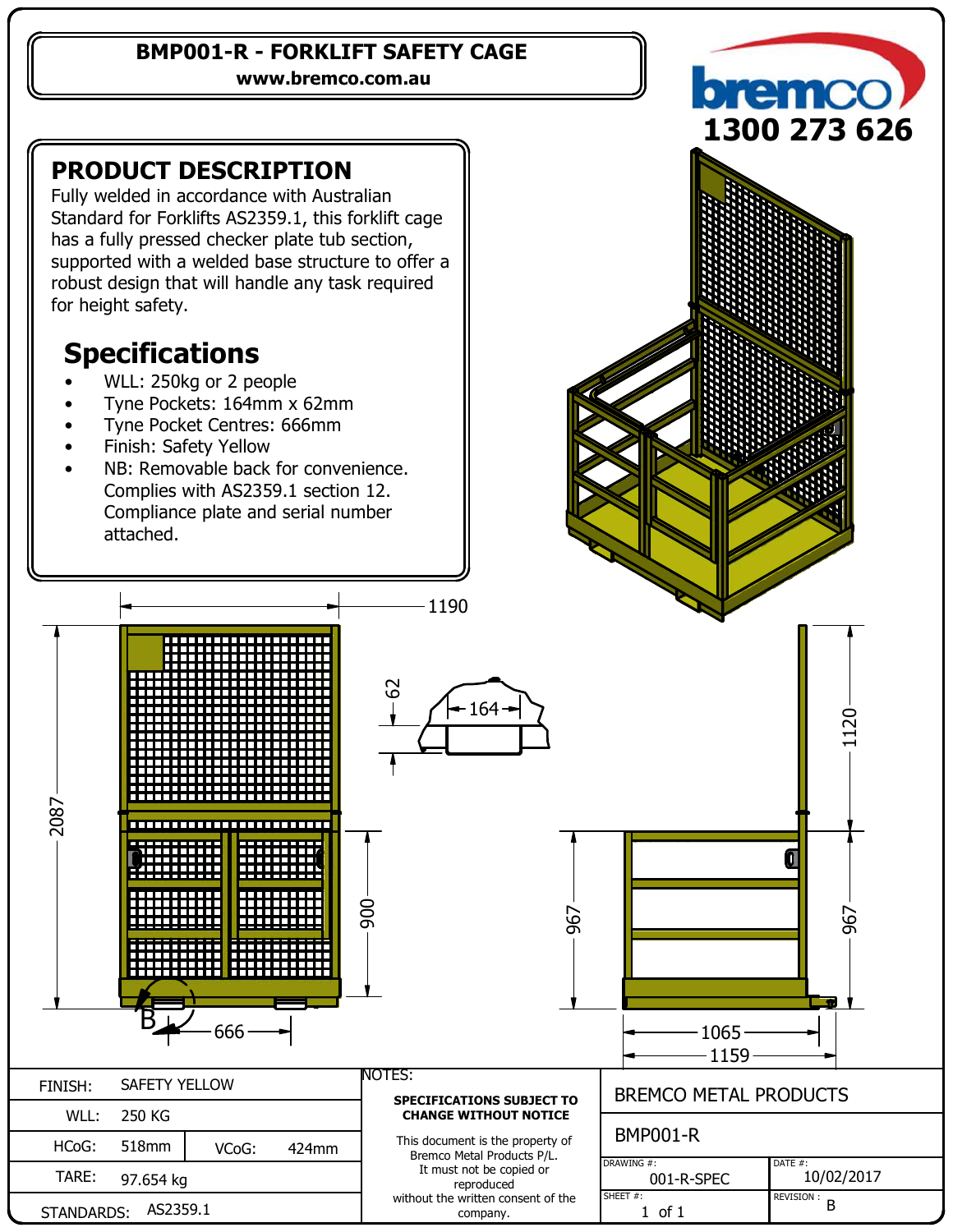# BMP001-R - FORKLIFT SAFETY CAGE

www.bremco.com.au

bremco

1300 273 626

## PRODUCT DESCRIPTION

Fully welded in accordance with Australian Standard for Forklifts AS2359.1, this forklift cage has a fully pressed checker plate tub section, supported with a welded base structure to offer a robust design that will handle any task required for height safety.

## Specifications

- WLL: 250kg or 2 people
- Tyne Pockets: 164mm x 62mm
- Tyne Pocket Centres: 666mm
- Finish: Safety Yellow
- NB: Removable back for convenience. Complies with AS2359.1 section 12. Compliance plate and serial number attached.

| | | | |
|---|---|---|---|
| FINISH: | SAFETY YELLOW | | |
| WLL: | 250 KG | | |
| HCoG: | 518mm | VCoG: | 424mm |
| TARE: | 97.654 kg | | |
| STANDARDS: | AS2359.1 | | |

NOTES:

**SPECIFICATIONS SUBJECT TO CHANGE WITHOUT NOTICE**

This document is the property of Bremco Metal Products P/L. It must not be copied or reproduced without the written consent of the company.

| | |
|---|---|
| BREMCO METAL PRODUCTS | |
| BMP001-R | |
| DRAWING #: 001-R-SPEC | DATE #: 10/02/2017 |
| SHEET #: 1 of 1 | REVISION : B |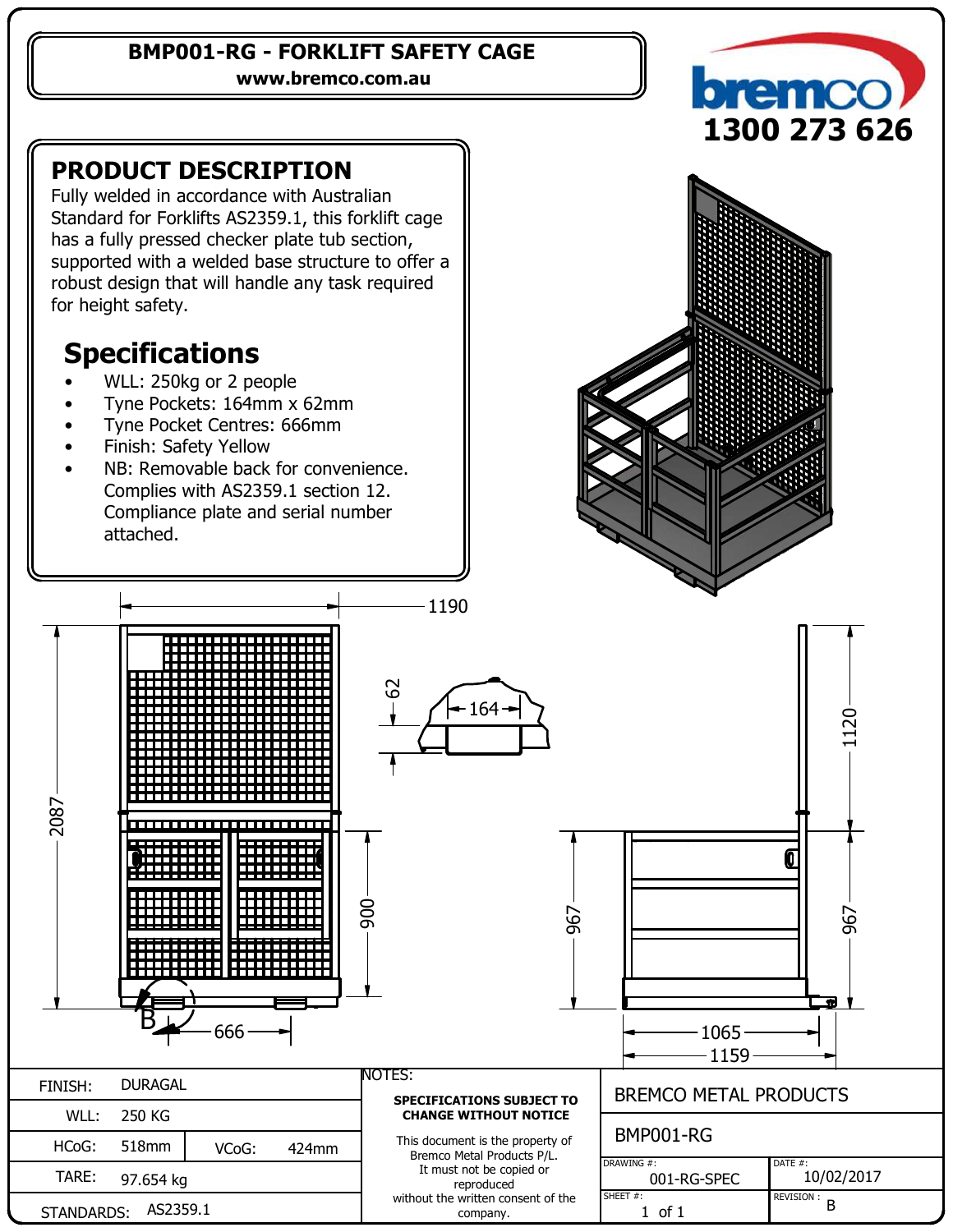# BMP001-RG - FORKLIFT SAFETY CAGE

**www.bremco.com.au**

bremco

**1300 273 626**

## PRODUCT DESCRIPTION

Fully welded in accordance with Australian Standard for Forklifts AS2359.1, this forklift cage has a fully pressed checker plate tub section, supported with a welded base structure to offer a robust design that will handle any task required for height safety.

## Specifications

- WLL: 250kg or 2 people
- Tyne Pockets: 164mm x 62mm
- Tyne Pocket Centres: 666mm
- Finish: Safety Yellow
- NB: Removable back for convenience. Complies with AS2359.1 section 12. Compliance plate and serial number attached.

1190
62
164
2087
900
666
B
967
1120
967
1065
1159

| | | | |
|---|---|---|---|
| FINISH: | DURAGAL | | |
| WLL: | 250 KG | | |
| HCoG: | 518mm | VCoG: | 424mm |
| TARE: | 97.654 kg | | |
| STANDARDS: | AS2359.1 | | |

NOTES:

**SPECIFICATIONS SUBJECT TO CHANGE WITHOUT NOTICE**

This document is the property of Bremco Metal Products P/L. It must not be copied or reproduced without the written consent of the company.

| | |
|---|---|
| BREMCO METAL PRODUCTS | |
| BMP001-RG | |
| DRAWING #: 001-RG-SPEC | DATE #: 10/02/2017 |
| SHEET #: 1 of 1 | REVISION : B |